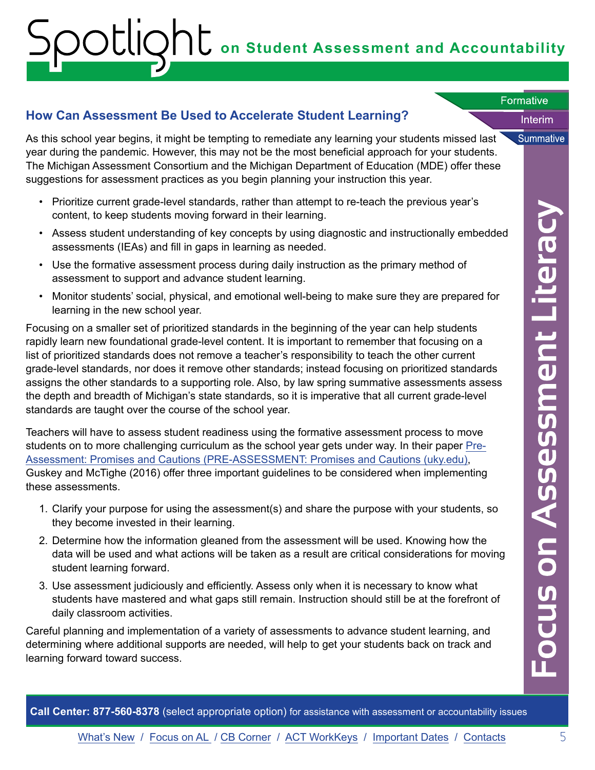## How Can Assessment Be Used to Accelerate Student Learning?

As this school year begins, it might be tempting to remediate any learning your students missed last year during the pandemic. However, this may not be the most beneficial approach for your students. The Michigan Assessment Consortium and the Michigan Department of Education (MDE) offer these suggestions for assessment practices as you begin planning your instruction this year.

- Prioritize current grade-level standards, rather than attempt to re-teach the previous year's content, to keep students moving forward in their learning.
- Assess student understanding of key concepts by using diagnostic and instructionally embedded assessments (IEAs) and fill in gaps in learning as needed.
- Use the formative assessment process during daily instruction as the primary method of assessment to support and advance student learning.
- Monitor students' social, physical, and emotional well-being to make sure they are prepared for learning in the new school year.

Focusing on a smaller set of prioritized standards in the beginning of the year can help students rapidly learn new foundational grade-level content. It is important to remember that focusing on a list of prioritized standards does not remove a teacher's responsibility to teach the other current grade-level standards, nor does it remove other standards; instead focusing on prioritized standards assigns the other standards to a supporting role. Also, by law spring summative assessments assess the depth and breadth of Michigan's state standards, so it is imperative that all current grade-level standards are taught over the course of the school year.

Teachers will have to assess student readiness using the formative assessment process to move students on to more challenging curriculum as the school year gets under way. In their paper Pre-Assessment: Promises and Cautions (PRE-ASSESSMENT: Promises and Cautions (uky.edu), Guskey and McTighe (2016) offer three important guidelines to be considered when implementing these assessments.

1. Clarify your purpose for using the assessment(s) and share the purpose with your students, so they become invested in their learning.
2. Determine how the information gleaned from the assessment will be used. Knowing how the data will be used and what actions will be taken as a result are critical considerations for moving student learning forward.
3. Use assessment judiciously and efficiently. Assess only when it is necessary to know what students have mastered and what gaps still remain. Instruction should still be at the forefront of daily classroom activities.

Careful planning and implementation of a variety of assessments to advance student learning, and determining where additional supports are needed, will help to get your students back on track and learning forward toward success.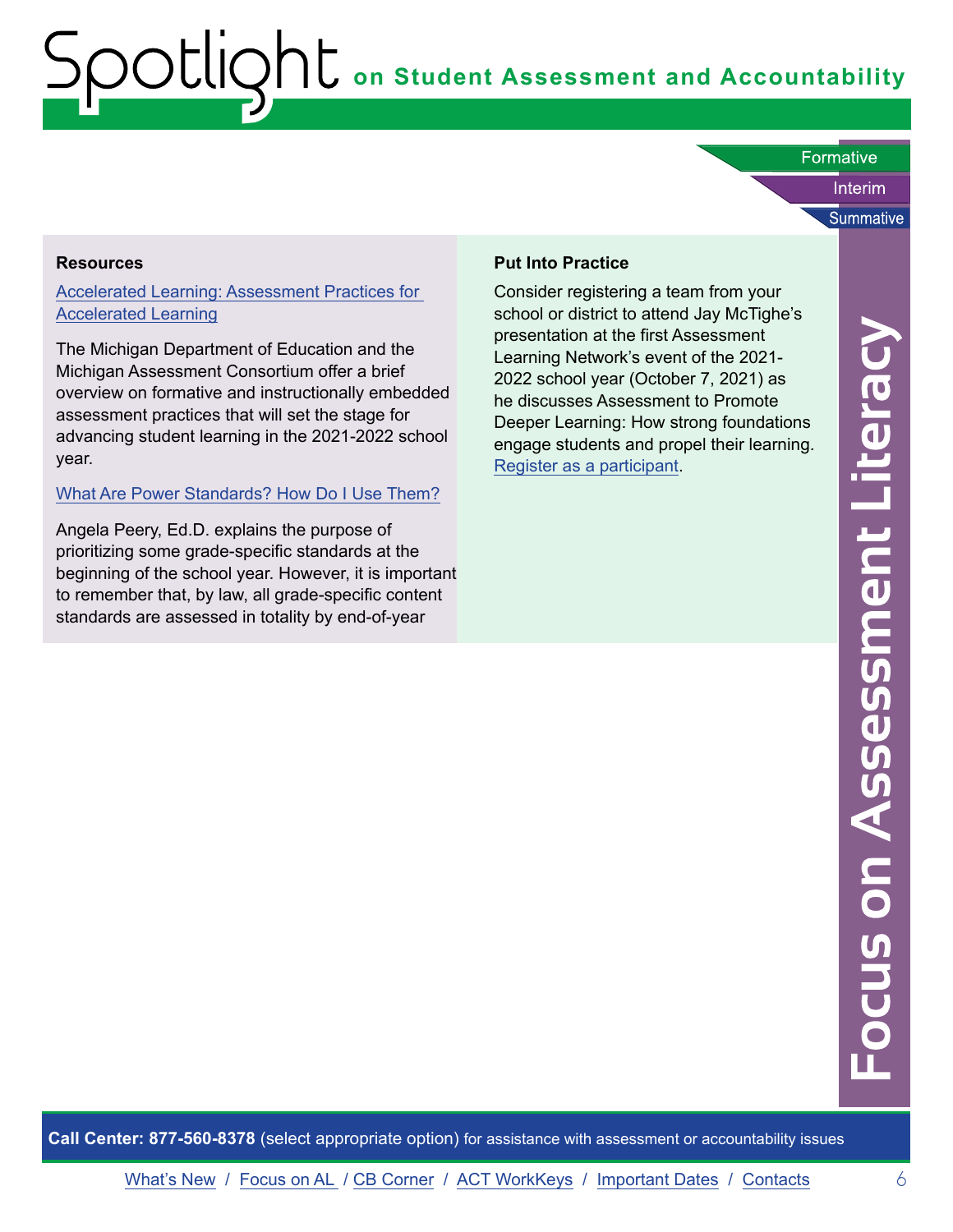## Focus on Assessment Literacy

### Resources

[Accelerated Learning: Assessment Practices for Accelerated Learning]

The Michigan Department of Education and the Michigan Assessment Consortium offer a brief overview on formative and instructionally embedded assessment practices that will set the stage for advancing student learning in the 2021-2022 school year.

[What Are Power Standards? How Do I Use Them?]

Angela Peery, Ed.D. explains the purpose of prioritizing some grade-specific standards at the beginning of the school year. However, it is important to remember that, by law, all grade-specific content standards are assessed in totality by end-of-year

### Put Into Practice

Consider registering a team from your school or district to attend Jay McTighe's presentation at the first Assessment Learning Network's event of the 2021-2022 school year (October 7, 2021) as he discusses Assessment to Promote Deeper Learning: How strong foundations engage students and propel their learning. [Register as a participant].

**Call Center: 877-560-8378** (select appropriate option) for assistance with assessment or accountability issues